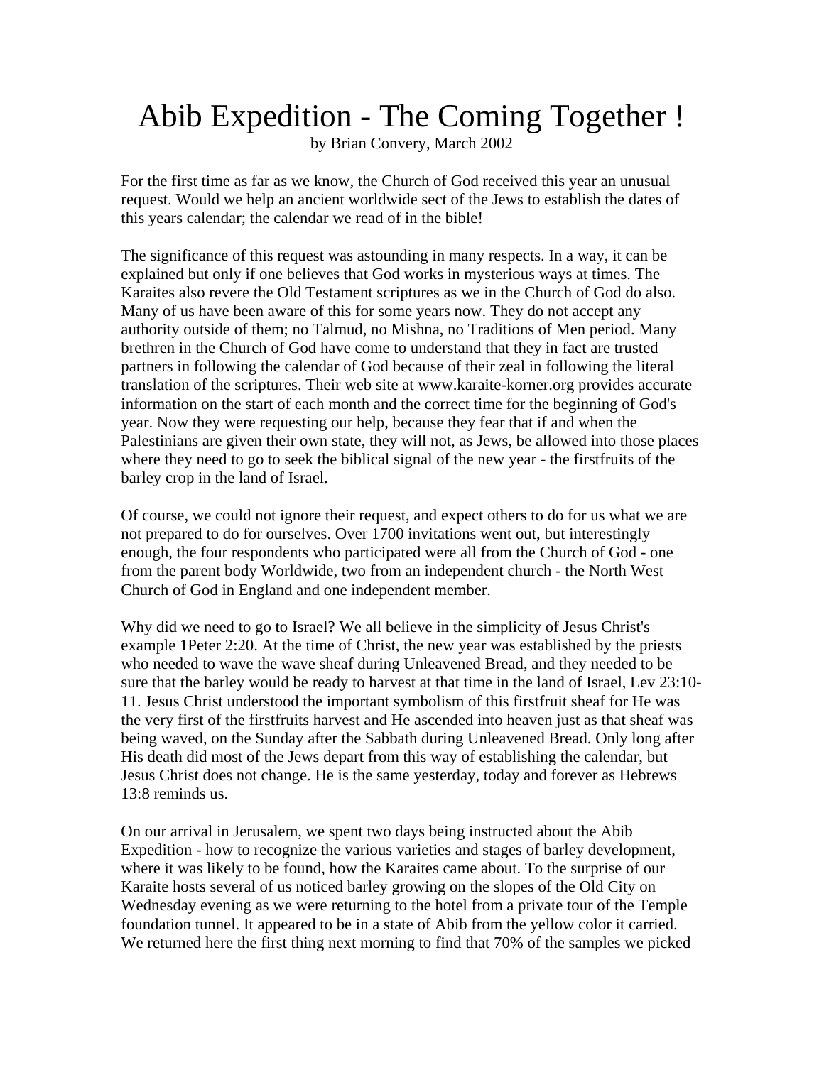# Abib Expedition - The Coming Together !

by Brian Convery, March 2002

For the first time as far as we know, the Church of God received this year an unusual request. Would we help an ancient worldwide sect of the Jews to establish the dates of this years calendar; the calendar we read of in the bible!

The significance of this request was astounding in many respects. In a way, it can be explained but only if one believes that God works in mysterious ways at times. The Karaites also revere the Old Testament scriptures as we in the Church of God do also. Many of us have been aware of this for some years now. They do not accept any authority outside of them; no Talmud, no Mishna, no Traditions of Men period. Many brethren in the Church of God have come to understand that they in fact are trusted partners in following the calendar of God because of their zeal in following the literal translation of the scriptures. Their web site at www.karaite-korner.org provides accurate information on the start of each month and the correct time for the beginning of God's year. Now they were requesting our help, because they fear that if and when the Palestinians are given their own state, they will not, as Jews, be allowed into those places where they need to go to seek the biblical signal of the new year - the firstfruits of the barley crop in the land of Israel.

Of course, we could not ignore their request, and expect others to do for us what we are not prepared to do for ourselves. Over 1700 invitations went out, but interestingly enough, the four respondents who participated were all from the Church of God - one from the parent body Worldwide, two from an independent church - the North West Church of God in England and one independent member.

Why did we need to go to Israel? We all believe in the simplicity of Jesus Christ's example 1Peter 2:20. At the time of Christ, the new year was established by the priests who needed to wave the wave sheaf during Unleavened Bread, and they needed to be sure that the barley would be ready to harvest at that time in the land of Israel, Lev 23:10-11. Jesus Christ understood the important symbolism of this firstfruit sheaf for He was the very first of the firstfruits harvest and He ascended into heaven just as that sheaf was being waved, on the Sunday after the Sabbath during Unleavened Bread. Only long after His death did most of the Jews depart from this way of establishing the calendar, but Jesus Christ does not change. He is the same yesterday, today and forever as Hebrews 13:8 reminds us.

On our arrival in Jerusalem, we spent two days being instructed about the Abib Expedition - how to recognize the various varieties and stages of barley development, where it was likely to be found, how the Karaites came about. To the surprise of our Karaite hosts several of us noticed barley growing on the slopes of the Old City on Wednesday evening as we were returning to the hotel from a private tour of the Temple foundation tunnel. It appeared to be in a state of Abib from the yellow color it carried. We returned here the first thing next morning to find that 70% of the samples we picked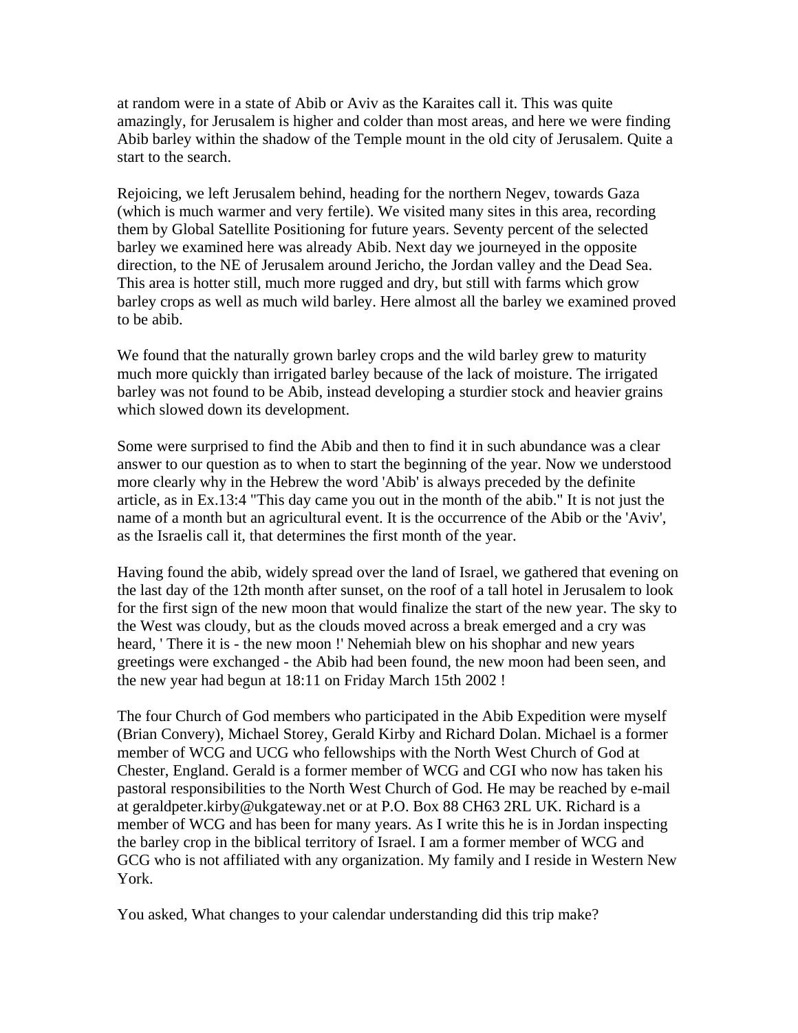at random were in a state of Abib or Aviv as the Karaites call it. This was quite amazingly, for Jerusalem is higher and colder than most areas, and here we were finding Abib barley within the shadow of the Temple mount in the old city of Jerusalem. Quite a start to the search.

Rejoicing, we left Jerusalem behind, heading for the northern Negev, towards Gaza (which is much warmer and very fertile). We visited many sites in this area, recording them by Global Satellite Positioning for future years. Seventy percent of the selected barley we examined here was already Abib. Next day we journeyed in the opposite direction, to the NE of Jerusalem around Jericho, the Jordan valley and the Dead Sea. This area is hotter still, much more rugged and dry, but still with farms which grow barley crops as well as much wild barley. Here almost all the barley we examined proved to be abib.

We found that the naturally grown barley crops and the wild barley grew to maturity much more quickly than irrigated barley because of the lack of moisture. The irrigated barley was not found to be Abib, instead developing a sturdier stock and heavier grains which slowed down its development.

Some were surprised to find the Abib and then to find it in such abundance was a clear answer to our question as to when to start the beginning of the year. Now we understood more clearly why in the Hebrew the word 'Abib' is always preceded by the definite article, as in Ex.13:4 "This day came you out in the month of the abib." It is not just the name of a month but an agricultural event. It is the occurrence of the Abib or the 'Aviv', as the Israelis call it, that determines the first month of the year.

Having found the abib, widely spread over the land of Israel, we gathered that evening on the last day of the 12th month after sunset, on the roof of a tall hotel in Jerusalem to look for the first sign of the new moon that would finalize the start of the new year. The sky to the West was cloudy, but as the clouds moved across a break emerged and a cry was heard, ' There it is - the new moon !' Nehemiah blew on his shophar and new years greetings were exchanged - the Abib had been found, the new moon had been seen, and the new year had begun at 18:11 on Friday March 15th 2002 !

The four Church of God members who participated in the Abib Expedition were myself (Brian Convery), Michael Storey, Gerald Kirby and Richard Dolan. Michael is a former member of WCG and UCG who fellowships with the North West Church of God at Chester, England. Gerald is a former member of WCG and CGI who now has taken his pastoral responsibilities to the North West Church of God. He may be reached by e-mail at geraldpeter.kirby@ukgateway.net or at P.O. Box 88 CH63 2RL UK. Richard is a member of WCG and has been for many years. As I write this he is in Jordan inspecting the barley crop in the biblical territory of Israel. I am a former member of WCG and GCG who is not affiliated with any organization. My family and I reside in Western New York.

You asked, What changes to your calendar understanding did this trip make?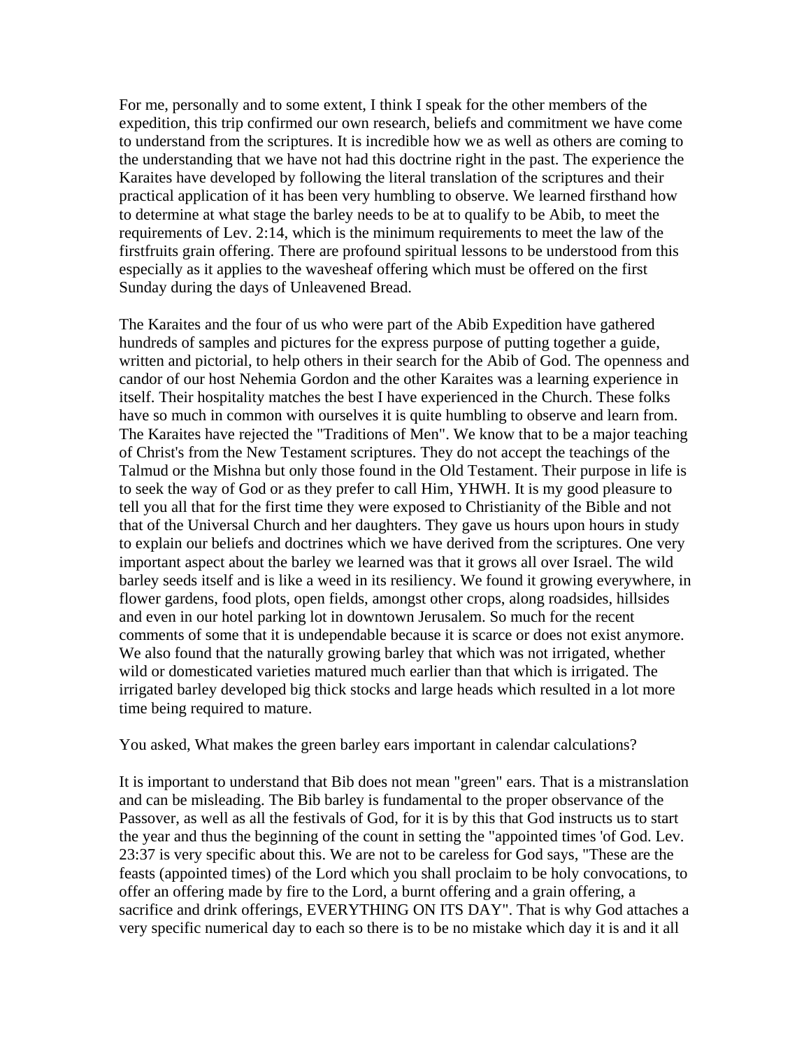For me, personally and to some extent, I think I speak for the other members of the expedition, this trip confirmed our own research, beliefs and commitment we have come to understand from the scriptures. It is incredible how we as well as others are coming to the understanding that we have not had this doctrine right in the past. The experience the Karaites have developed by following the literal translation of the scriptures and their practical application of it has been very humbling to observe. We learned firsthand how to determine at what stage the barley needs to be at to qualify to be Abib, to meet the requirements of Lev. 2:14, which is the minimum requirements to meet the law of the firstfruits grain offering. There are profound spiritual lessons to be understood from this especially as it applies to the wavesheaf offering which must be offered on the first Sunday during the days of Unleavened Bread.

The Karaites and the four of us who were part of the Abib Expedition have gathered hundreds of samples and pictures for the express purpose of putting together a guide, written and pictorial, to help others in their search for the Abib of God. The openness and candor of our host Nehemia Gordon and the other Karaites was a learning experience in itself. Their hospitality matches the best I have experienced in the Church. These folks have so much in common with ourselves it is quite humbling to observe and learn from. The Karaites have rejected the "Traditions of Men". We know that to be a major teaching of Christ's from the New Testament scriptures. They do not accept the teachings of the Talmud or the Mishna but only those found in the Old Testament. Their purpose in life is to seek the way of God or as they prefer to call Him, YHWH. It is my good pleasure to tell you all that for the first time they were exposed to Christianity of the Bible and not that of the Universal Church and her daughters. They gave us hours upon hours in study to explain our beliefs and doctrines which we have derived from the scriptures. One very important aspect about the barley we learned was that it grows all over Israel. The wild barley seeds itself and is like a weed in its resiliency. We found it growing everywhere, in flower gardens, food plots, open fields, amongst other crops, along roadsides, hillsides and even in our hotel parking lot in downtown Jerusalem. So much for the recent comments of some that it is undependable because it is scarce or does not exist anymore. We also found that the naturally growing barley that which was not irrigated, whether wild or domesticated varieties matured much earlier than that which is irrigated. The irrigated barley developed big thick stocks and large heads which resulted in a lot more time being required to mature.

You asked, What makes the green barley ears important in calendar calculations?

It is important to understand that Bib does not mean "green" ears. That is a mistranslation and can be misleading. The Bib barley is fundamental to the proper observance of the Passover, as well as all the festivals of God, for it is by this that God instructs us to start the year and thus the beginning of the count in setting the "appointed times 'of God. Lev. 23:37 is very specific about this. We are not to be careless for God says, "These are the feasts (appointed times) of the Lord which you shall proclaim to be holy convocations, to offer an offering made by fire to the Lord, a burnt offering and a grain offering, a sacrifice and drink offerings, EVERYTHING ON ITS DAY". That is why God attaches a very specific numerical day to each so there is to be no mistake which day it is and it all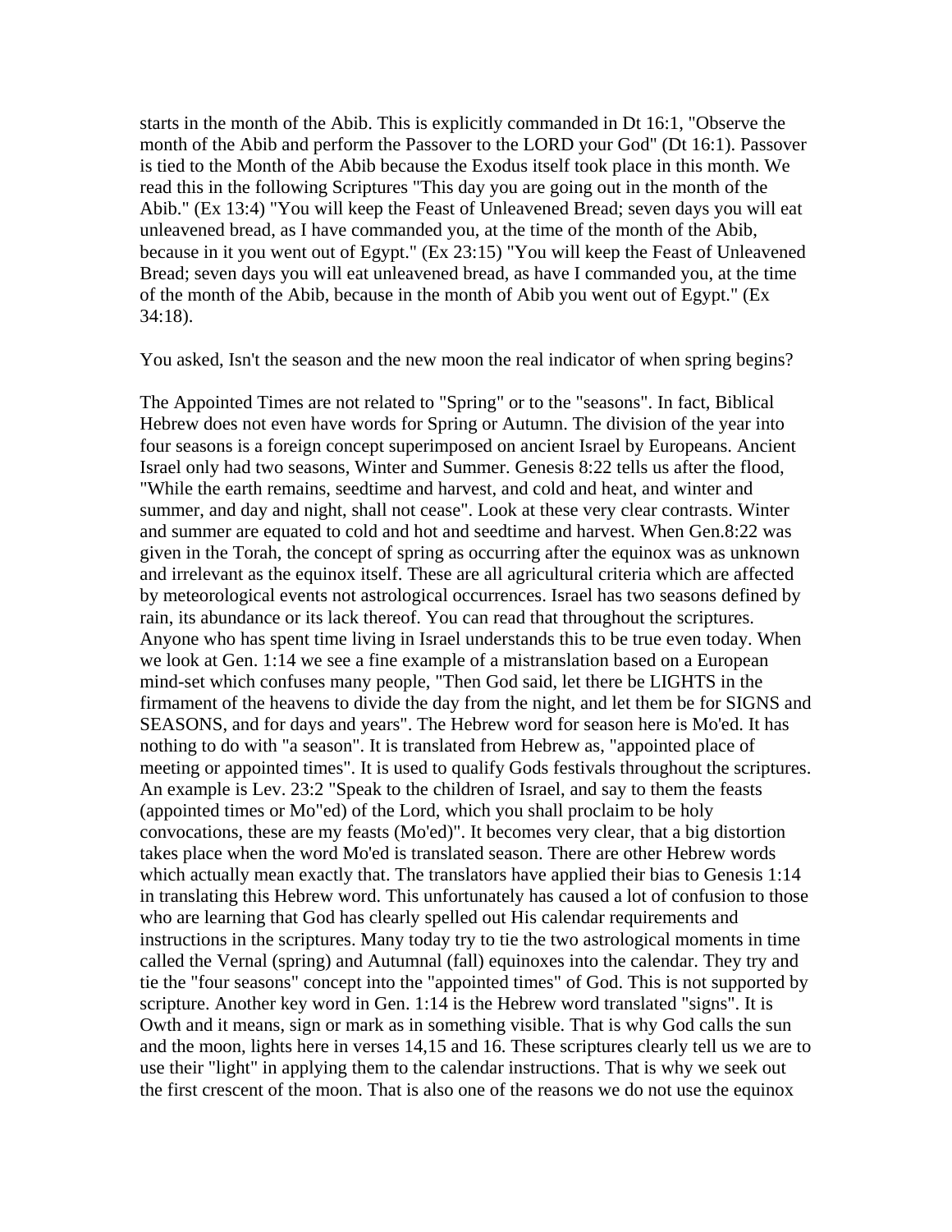starts in the month of the Abib. This is explicitly commanded in Dt 16:1, "Observe the month of the Abib and perform the Passover to the LORD your God" (Dt 16:1). Passover is tied to the Month of the Abib because the Exodus itself took place in this month. We read this in the following Scriptures "This day you are going out in the month of the Abib." (Ex 13:4) "You will keep the Feast of Unleavened Bread; seven days you will eat unleavened bread, as I have commanded you, at the time of the month of the Abib, because in it you went out of Egypt." (Ex 23:15) "You will keep the Feast of Unleavened Bread; seven days you will eat unleavened bread, as have I commanded you, at the time of the month of the Abib, because in the month of Abib you went out of Egypt." (Ex 34:18).

You asked, Isn't the season and the new moon the real indicator of when spring begins?

The Appointed Times are not related to "Spring" or to the "seasons". In fact, Biblical Hebrew does not even have words for Spring or Autumn. The division of the year into four seasons is a foreign concept superimposed on ancient Israel by Europeans. Ancient Israel only had two seasons, Winter and Summer. Genesis 8:22 tells us after the flood, "While the earth remains, seedtime and harvest, and cold and heat, and winter and summer, and day and night, shall not cease". Look at these very clear contrasts. Winter and summer are equated to cold and hot and seedtime and harvest. When Gen.8:22 was given in the Torah, the concept of spring as occurring after the equinox was as unknown and irrelevant as the equinox itself. These are all agricultural criteria which are affected by meteorological events not astrological occurrences. Israel has two seasons defined by rain, its abundance or its lack thereof. You can read that throughout the scriptures. Anyone who has spent time living in Israel understands this to be true even today. When we look at Gen. 1:14 we see a fine example of a mistranslation based on a European mind-set which confuses many people, "Then God said, let there be LIGHTS in the firmament of the heavens to divide the day from the night, and let them be for SIGNS and SEASONS, and for days and years". The Hebrew word for season here is Mo'ed. It has nothing to do with "a season". It is translated from Hebrew as, "appointed place of meeting or appointed times". It is used to qualify Gods festivals throughout the scriptures. An example is Lev. 23:2 "Speak to the children of Israel, and say to them the feasts (appointed times or Mo"ed) of the Lord, which you shall proclaim to be holy convocations, these are my feasts (Mo'ed)". It becomes very clear, that a big distortion takes place when the word Mo'ed is translated season. There are other Hebrew words which actually mean exactly that. The translators have applied their bias to Genesis 1:14 in translating this Hebrew word. This unfortunately has caused a lot of confusion to those who are learning that God has clearly spelled out His calendar requirements and instructions in the scriptures. Many today try to tie the two astrological moments in time called the Vernal (spring) and Autumnal (fall) equinoxes into the calendar. They try and tie the "four seasons" concept into the "appointed times" of God. This is not supported by scripture. Another key word in Gen. 1:14 is the Hebrew word translated "signs". It is Owth and it means, sign or mark as in something visible. That is why God calls the sun and the moon, lights here in verses 14,15 and 16. These scriptures clearly tell us we are to use their "light" in applying them to the calendar instructions. That is why we seek out the first crescent of the moon. That is also one of the reasons we do not use the equinox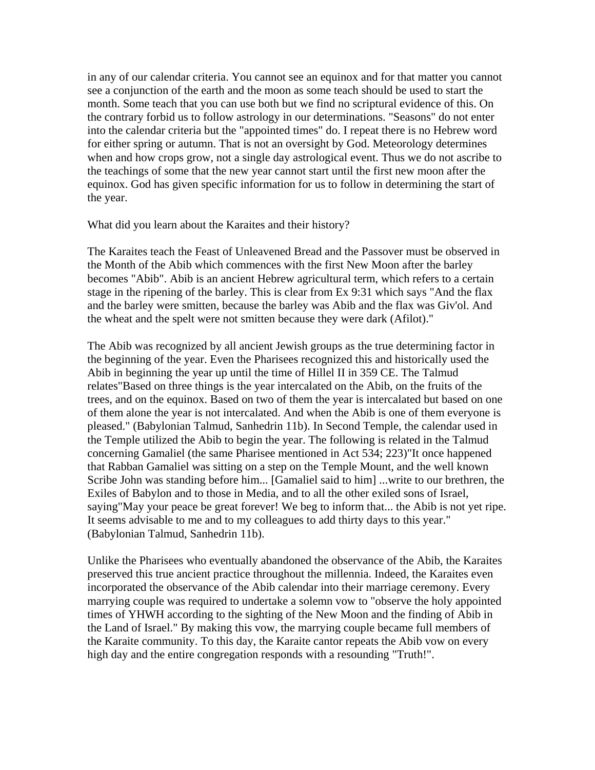in any of our calendar criteria. You cannot see an equinox and for that matter you cannot see a conjunction of the earth and the moon as some teach should be used to start the month. Some teach that you can use both but we find no scriptural evidence of this. On the contrary forbid us to follow astrology in our determinations. "Seasons" do not enter into the calendar criteria but the "appointed times" do. I repeat there is no Hebrew word for either spring or autumn. That is not an oversight by God. Meteorology determines when and how crops grow, not a single day astrological event. Thus we do not ascribe to the teachings of some that the new year cannot start until the first new moon after the equinox. God has given specific information for us to follow in determining the start of the year.

What did you learn about the Karaites and their history?

The Karaites teach the Feast of Unleavened Bread and the Passover must be observed in the Month of the Abib which commences with the first New Moon after the barley becomes "Abib". Abib is an ancient Hebrew agricultural term, which refers to a certain stage in the ripening of the barley. This is clear from Ex 9:31 which says "And the flax and the barley were smitten, because the barley was Abib and the flax was Giv'ol. And the wheat and the spelt were not smitten because they were dark (Afilot)."

The Abib was recognized by all ancient Jewish groups as the true determining factor in the beginning of the year. Even the Pharisees recognized this and historically used the Abib in beginning the year up until the time of Hillel II in 359 CE. The Talmud relates"Based on three things is the year intercalated on the Abib, on the fruits of the trees, and on the equinox. Based on two of them the year is intercalated but based on one of them alone the year is not intercalated. And when the Abib is one of them everyone is pleased." (Babylonian Talmud, Sanhedrin 11b). In Second Temple, the calendar used in the Temple utilized the Abib to begin the year. The following is related in the Talmud concerning Gamaliel (the same Pharisee mentioned in Act 534; 223)"It once happened that Rabban Gamaliel was sitting on a step on the Temple Mount, and the well known Scribe John was standing before him... [Gamaliel said to him] ...write to our brethren, the Exiles of Babylon and to those in Media, and to all the other exiled sons of Israel, saying"May your peace be great forever! We beg to inform that... the Abib is not yet ripe. It seems advisable to me and to my colleagues to add thirty days to this year." (Babylonian Talmud, Sanhedrin 11b).

Unlike the Pharisees who eventually abandoned the observance of the Abib, the Karaites preserved this true ancient practice throughout the millennia. Indeed, the Karaites even incorporated the observance of the Abib calendar into their marriage ceremony. Every marrying couple was required to undertake a solemn vow to "observe the holy appointed times of YHWH according to the sighting of the New Moon and the finding of Abib in the Land of Israel." By making this vow, the marrying couple became full members of the Karaite community. To this day, the Karaite cantor repeats the Abib vow on every high day and the entire congregation responds with a resounding "Truth!".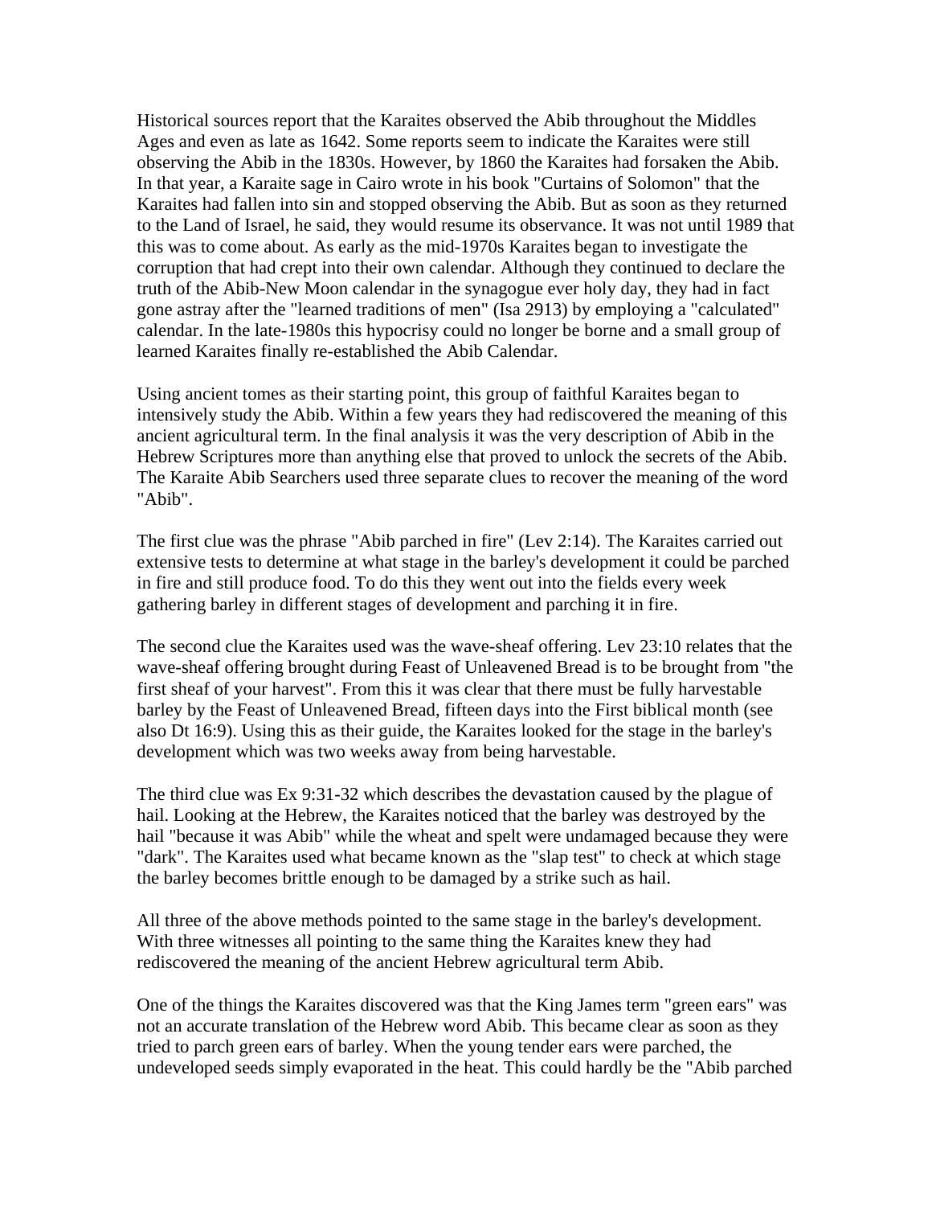Historical sources report that the Karaites observed the Abib throughout the Middles Ages and even as late as 1642. Some reports seem to indicate the Karaites were still observing the Abib in the 1830s. However, by 1860 the Karaites had forsaken the Abib. In that year, a Karaite sage in Cairo wrote in his book "Curtains of Solomon" that the Karaites had fallen into sin and stopped observing the Abib. But as soon as they returned to the Land of Israel, he said, they would resume its observance. It was not until 1989 that this was to come about. As early as the mid-1970s Karaites began to investigate the corruption that had crept into their own calendar. Although they continued to declare the truth of the Abib-New Moon calendar in the synagogue ever holy day, they had in fact gone astray after the "learned traditions of men" (Isa 2913) by employing a "calculated" calendar. In the late-1980s this hypocrisy could no longer be borne and a small group of learned Karaites finally re-established the Abib Calendar.

Using ancient tomes as their starting point, this group of faithful Karaites began to intensively study the Abib. Within a few years they had rediscovered the meaning of this ancient agricultural term. In the final analysis it was the very description of Abib in the Hebrew Scriptures more than anything else that proved to unlock the secrets of the Abib. The Karaite Abib Searchers used three separate clues to recover the meaning of the word "Abib".

The first clue was the phrase "Abib parched in fire" (Lev 2:14). The Karaites carried out extensive tests to determine at what stage in the barley's development it could be parched in fire and still produce food. To do this they went out into the fields every week gathering barley in different stages of development and parching it in fire.

The second clue the Karaites used was the wave-sheaf offering. Lev 23:10 relates that the wave-sheaf offering brought during Feast of Unleavened Bread is to be brought from "the first sheaf of your harvest". From this it was clear that there must be fully harvestable barley by the Feast of Unleavened Bread, fifteen days into the First biblical month (see also Dt 16:9). Using this as their guide, the Karaites looked for the stage in the barley's development which was two weeks away from being harvestable.

The third clue was Ex 9:31-32 which describes the devastation caused by the plague of hail. Looking at the Hebrew, the Karaites noticed that the barley was destroyed by the hail "because it was Abib" while the wheat and spelt were undamaged because they were "dark". The Karaites used what became known as the "slap test" to check at which stage the barley becomes brittle enough to be damaged by a strike such as hail.

All three of the above methods pointed to the same stage in the barley's development. With three witnesses all pointing to the same thing the Karaites knew they had rediscovered the meaning of the ancient Hebrew agricultural term Abib.

One of the things the Karaites discovered was that the King James term "green ears" was not an accurate translation of the Hebrew word Abib. This became clear as soon as they tried to parch green ears of barley. When the young tender ears were parched, the undeveloped seeds simply evaporated in the heat. This could hardly be the "Abib parched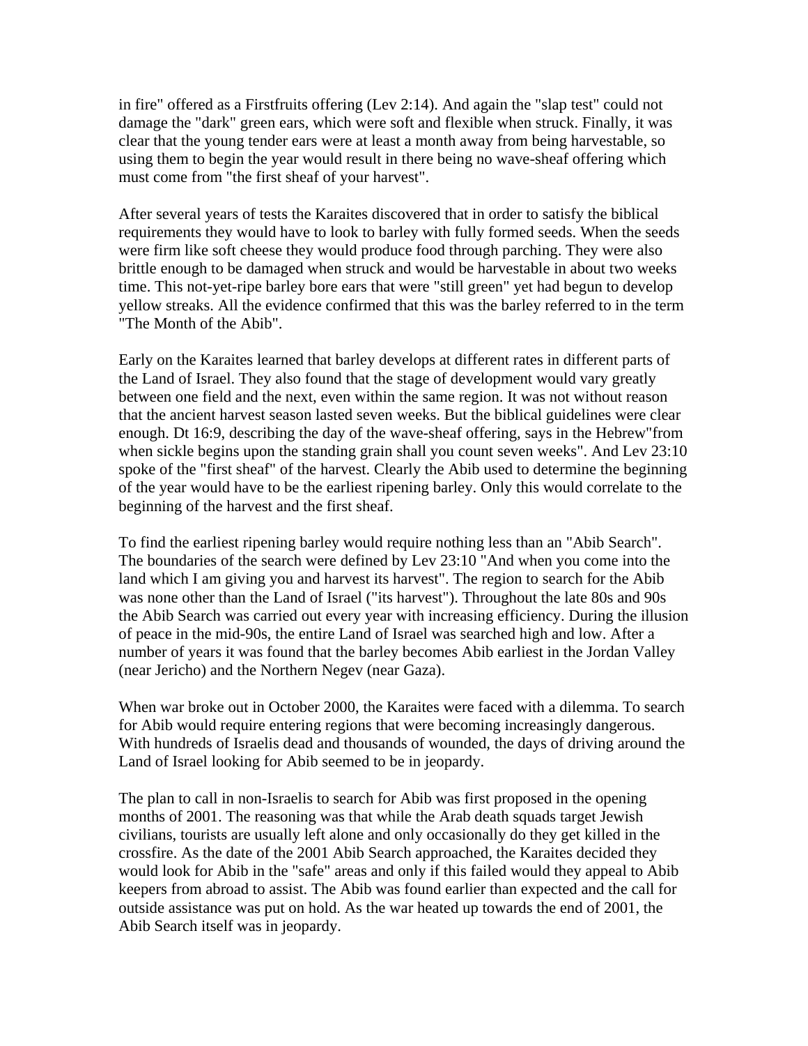in fire" offered as a Firstfruits offering (Lev 2:14). And again the "slap test" could not damage the "dark" green ears, which were soft and flexible when struck. Finally, it was clear that the young tender ears were at least a month away from being harvestable, so using them to begin the year would result in there being no wave-sheaf offering which must come from "the first sheaf of your harvest".

After several years of tests the Karaites discovered that in order to satisfy the biblical requirements they would have to look to barley with fully formed seeds. When the seeds were firm like soft cheese they would produce food through parching. They were also brittle enough to be damaged when struck and would be harvestable in about two weeks time. This not-yet-ripe barley bore ears that were "still green" yet had begun to develop yellow streaks. All the evidence confirmed that this was the barley referred to in the term "The Month of the Abib".

Early on the Karaites learned that barley develops at different rates in different parts of the Land of Israel. They also found that the stage of development would vary greatly between one field and the next, even within the same region. It was not without reason that the ancient harvest season lasted seven weeks. But the biblical guidelines were clear enough. Dt 16:9, describing the day of the wave-sheaf offering, says in the Hebrew"from when sickle begins upon the standing grain shall you count seven weeks". And Lev 23:10 spoke of the "first sheaf" of the harvest. Clearly the Abib used to determine the beginning of the year would have to be the earliest ripening barley. Only this would correlate to the beginning of the harvest and the first sheaf.

To find the earliest ripening barley would require nothing less than an "Abib Search". The boundaries of the search were defined by Lev 23:10 "And when you come into the land which I am giving you and harvest its harvest". The region to search for the Abib was none other than the Land of Israel ("its harvest"). Throughout the late 80s and 90s the Abib Search was carried out every year with increasing efficiency. During the illusion of peace in the mid-90s, the entire Land of Israel was searched high and low. After a number of years it was found that the barley becomes Abib earliest in the Jordan Valley (near Jericho) and the Northern Negev (near Gaza).

When war broke out in October 2000, the Karaites were faced with a dilemma. To search for Abib would require entering regions that were becoming increasingly dangerous. With hundreds of Israelis dead and thousands of wounded, the days of driving around the Land of Israel looking for Abib seemed to be in jeopardy.

The plan to call in non-Israelis to search for Abib was first proposed in the opening months of 2001. The reasoning was that while the Arab death squads target Jewish civilians, tourists are usually left alone and only occasionally do they get killed in the crossfire. As the date of the 2001 Abib Search approached, the Karaites decided they would look for Abib in the "safe" areas and only if this failed would they appeal to Abib keepers from abroad to assist. The Abib was found earlier than expected and the call for outside assistance was put on hold. As the war heated up towards the end of 2001, the Abib Search itself was in jeopardy.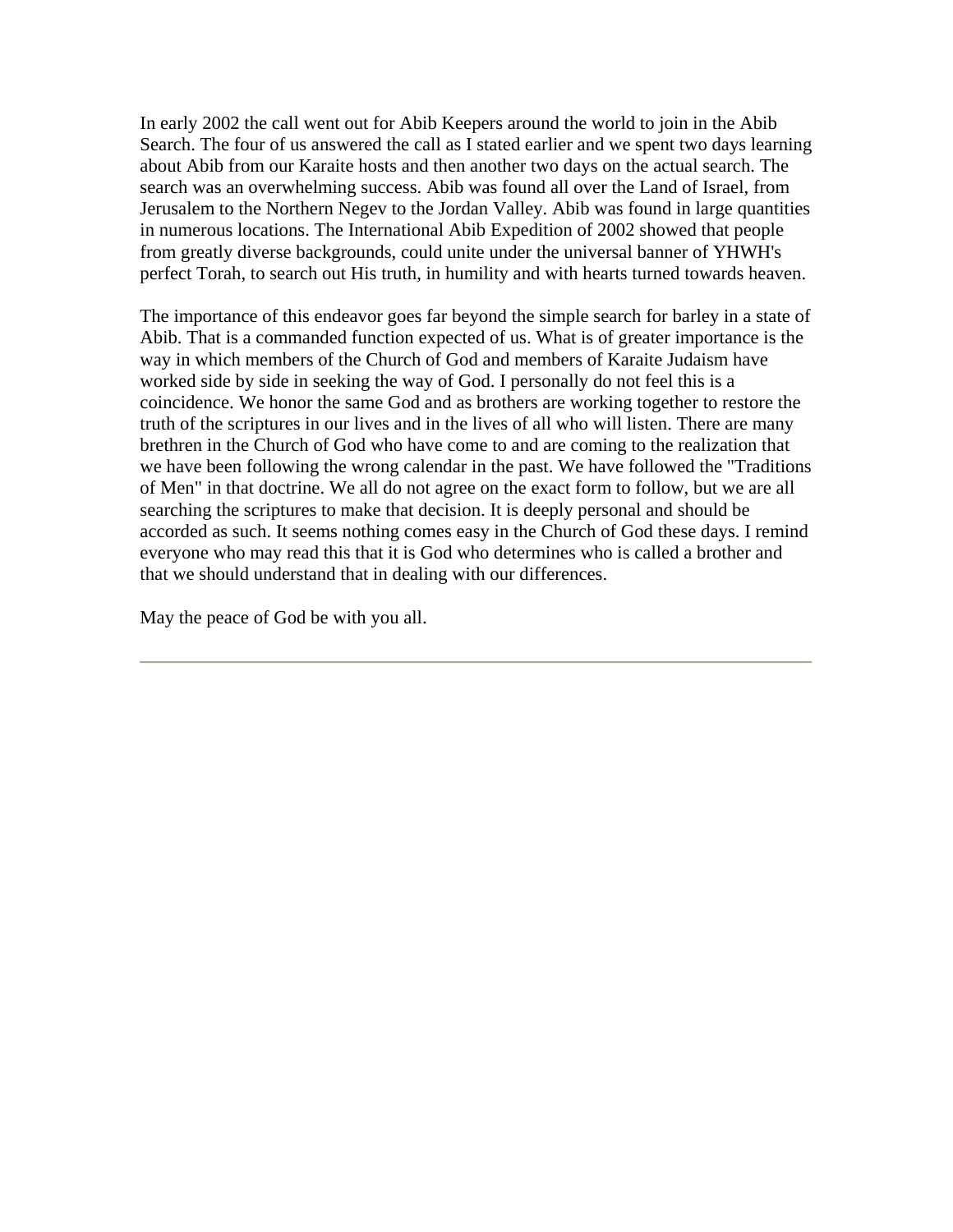In early 2002 the call went out for Abib Keepers around the world to join in the Abib Search. The four of us answered the call as I stated earlier and we spent two days learning about Abib from our Karaite hosts and then another two days on the actual search. The search was an overwhelming success. Abib was found all over the Land of Israel, from Jerusalem to the Northern Negev to the Jordan Valley. Abib was found in large quantities in numerous locations. The International Abib Expedition of 2002 showed that people from greatly diverse backgrounds, could unite under the universal banner of YHWH's perfect Torah, to search out His truth, in humility and with hearts turned towards heaven.

The importance of this endeavor goes far beyond the simple search for barley in a state of Abib. That is a commanded function expected of us. What is of greater importance is the way in which members of the Church of God and members of Karaite Judaism have worked side by side in seeking the way of God. I personally do not feel this is a coincidence. We honor the same God and as brothers are working together to restore the truth of the scriptures in our lives and in the lives of all who will listen. There are many brethren in the Church of God who have come to and are coming to the realization that we have been following the wrong calendar in the past. We have followed the "Traditions of Men" in that doctrine. We all do not agree on the exact form to follow, but we are all searching the scriptures to make that decision. It is deeply personal and should be accorded as such. It seems nothing comes easy in the Church of God these days. I remind everyone who may read this that it is God who determines who is called a brother and that we should understand that in dealing with our differences.

May the peace of God be with you all.

---